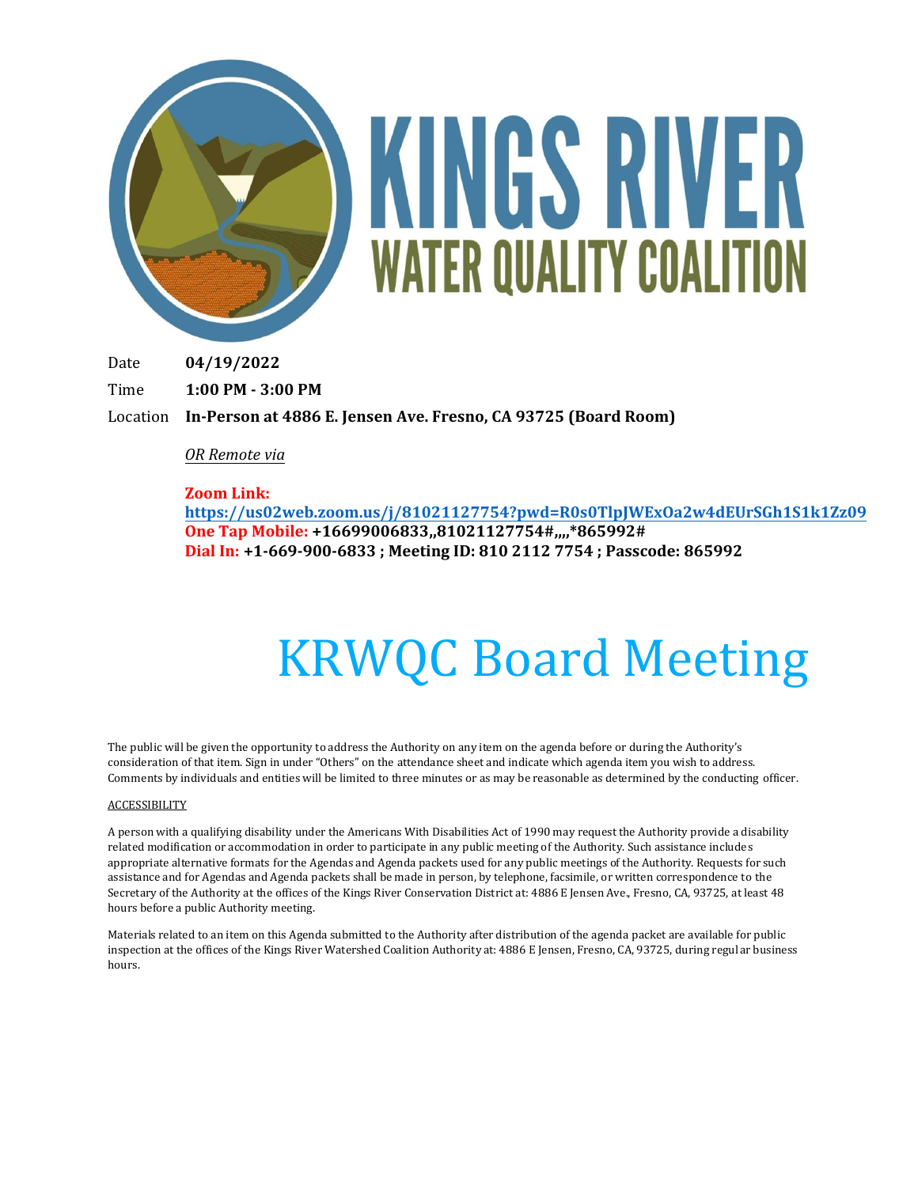# KINGS RIVER WATER QUALITY COALITION

Date **04/19/2022**

Time **1:00 PM - 3:00 PM**

Location **In-Person at 4886 E. Jensen Ave. Fresno, CA 93725 (Board Room)**

*OR Remote via*

**Zoom Link:**
**https://us02web.zoom.us/j/81021127754?pwd=R0s0TlpJWExOa2w4dEUrSGh1S1k1Zz09**
**One Tap Mobile: +16699006833,,81021127754#,,,,*865992#**
**Dial In: +1-669-900-6833 ; Meeting ID: 810 2112 7754 ; Passcode: 865992**

# KRWQC Board Meeting

The public will be given the opportunity to address the Authority on any item on the agenda before or during the Authority's consideration of that item. Sign in under "Others" on the attendance sheet and indicate which agenda item you wish to address. Comments by individuals and entities will be limited to three minutes or as may be reasonable as determined by the conducting officer.

ACCESSIBILITY

A person with a qualifying disability under the Americans With Disabilities Act of 1990 may request the Authority provide a disability related modification or accommodation in order to participate in any public meeting of the Authority. Such assistance includes appropriate alternative formats for the Agendas and Agenda packets used for any public meetings of the Authority. Requests for such assistance and for Agendas and Agenda packets shall be made in person, by telephone, facsimile, or written correspondence to the Secretary of the Authority at the offices of the Kings River Conservation District at: 4886 E Jensen Ave., Fresno, CA, 93725, at least 48 hours before a public Authority meeting.

Materials related to an item on this Agenda submitted to the Authority after distribution of the agenda packet are available for public inspection at the offices of the Kings River Watershed Coalition Authority at: 4886 E Jensen, Fresno, CA, 93725, during regular business hours.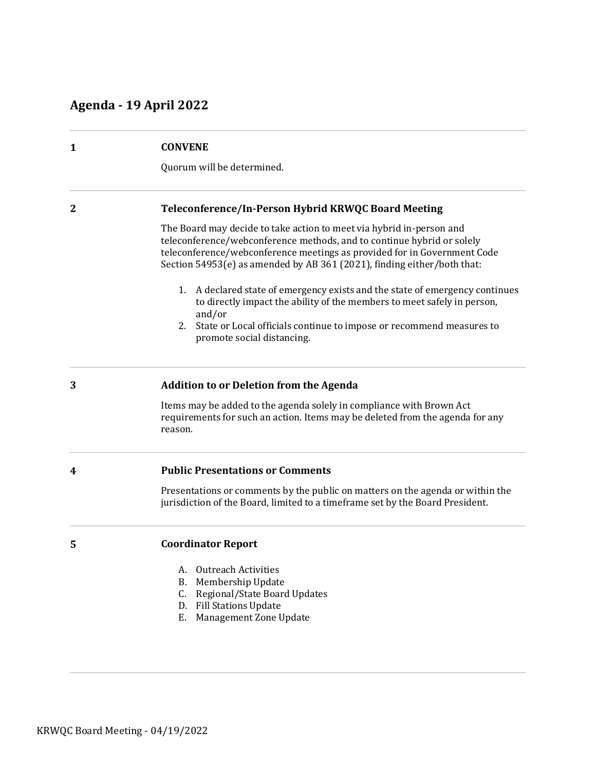## Agenda - 19 April 2022

---

**1** **CONVENE**

Quorum will be determined.

---

**2** **Teleconference/In-Person Hybrid KRWQC Board Meeting**

The Board may decide to take action to meet via hybrid in-person and teleconference/webconference methods, and to continue hybrid or solely teleconference/webconference meetings as provided for in Government Code Section 54953(e) as amended by AB 361 (2021), finding either/both that:

1. A declared state of emergency exists and the state of emergency continues to directly impact the ability of the members to meet safely in person, and/or
2. State or Local officials continue to impose or recommend measures to promote social distancing.

---

**3** **Addition to or Deletion from the Agenda**

Items may be added to the agenda solely in compliance with Brown Act requirements for such an action. Items may be deleted from the agenda for any reason.

---

**4** **Public Presentations or Comments**

Presentations or comments by the public on matters on the agenda or within the jurisdiction of the Board, limited to a timeframe set by the Board President.

---

**5** **Coordinator Report**

A. Outreach Activities
B. Membership Update
C. Regional/State Board Updates
D. Fill Stations Update
E. Management Zone Update

---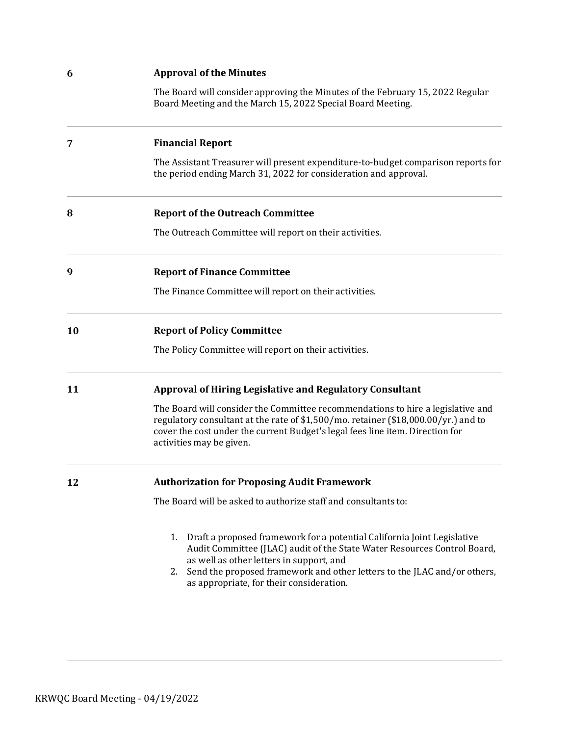| | |
|---|---|
| **6** | **Approval of the Minutes**<br><br>The Board will consider approving the Minutes of the February 15, 2022 Regular Board Meeting and the March 15, 2022 Special Board Meeting. |
| **7** | **Financial Report**<br><br>The Assistant Treasurer will present expenditure-to-budget comparison reports for the period ending March 31, 2022 for consideration and approval. |
| **8** | **Report of the Outreach Committee**<br><br>The Outreach Committee will report on their activities. |
| **9** | **Report of Finance Committee**<br><br>The Finance Committee will report on their activities. |
| **10** | **Report of Policy Committee**<br><br>The Policy Committee will report on their activities. |
| **11** | **Approval of Hiring Legislative and Regulatory Consultant**<br><br>The Board will consider the Committee recommendations to hire a legislative and regulatory consultant at the rate of $1,500/mo. retainer ($18,000.00/yr.) and to cover the cost under the current Budget's legal fees line item. Direction for activities may be given. |
| **12** | **Authorization for Proposing Audit Framework**<br><br>The Board will be asked to authorize staff and consultants to:<br><br>1. Draft a proposed framework for a potential California Joint Legislative Audit Committee (JLAC) audit of the State Water Resources Control Board, as well as other letters in support, and<br>2. Send the proposed framework and other letters to the JLAC and/or others, as appropriate, for their consideration. |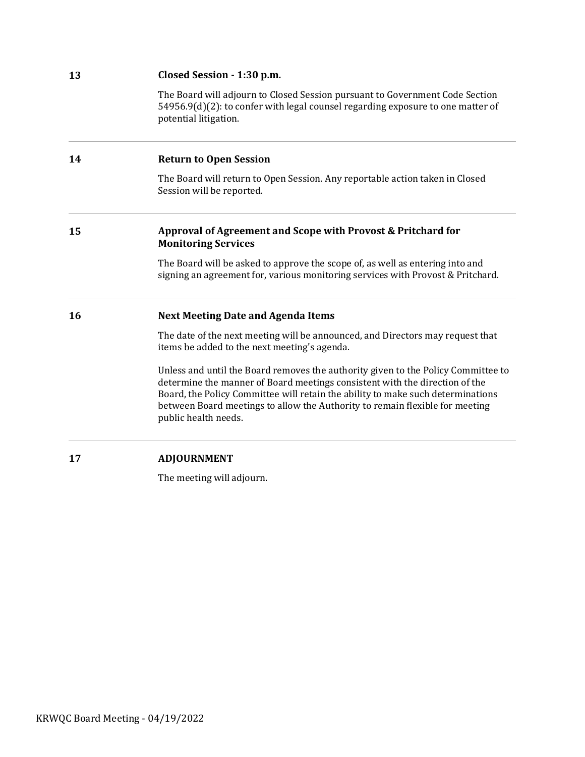**13** **Closed Session - 1:30 p.m.**

The Board will adjourn to Closed Session pursuant to Government Code Section 54956.9(d)(2): to confer with legal counsel regarding exposure to one matter of potential litigation.

---

**14** **Return to Open Session**

The Board will return to Open Session. Any reportable action taken in Closed Session will be reported.

---

**15** **Approval of Agreement and Scope with Provost & Pritchard for Monitoring Services**

The Board will be asked to approve the scope of, as well as entering into and signing an agreement for, various monitoring services with Provost & Pritchard.

---

**16** **Next Meeting Date and Agenda Items**

The date of the next meeting will be announced, and Directors may request that items be added to the next meeting's agenda.

Unless and until the Board removes the authority given to the Policy Committee to determine the manner of Board meetings consistent with the direction of the Board, the Policy Committee will retain the ability to make such determinations between Board meetings to allow the Authority to remain flexible for meeting public health needs.

---

**17** **ADJOURNMENT**

The meeting will adjourn.